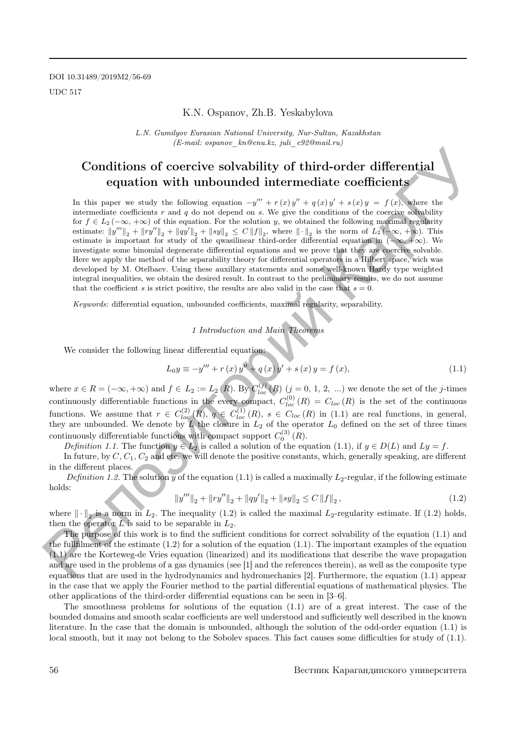DOI 10.31489/2019M2/56-69

UDC 517

K.N. Ospanov, Zh.B. Yeskabylova

*L.N. Gumilyov Eurasian National University, Nur-Sultan, Kazakhstan*
*(E-mail: ospanov_kn@enu.kz, juli_e92@mail.ru)*

# Conditions of coercive solvability of third-order differential equation with unbounded intermediate coefficients

In this paper we study the following equation $-y''' + r(x)y'' + q(x)y' + s(x)y = f(x)$, where the intermediate coefficients $r$ and $q$ do not depend on $s$. We give the conditions of the coercive solvability for $f \in L_2(-\infty, +\infty)$ of this equation. For the solution $y$, we obtained the following maximal regularity estimate: $\|y'''\|_2 + \|ry''\|_2 + \|qy'\|_2 + \|sy\|_2 \le C\|f\|_2$, where $\|\cdot\|_2$ is the norm of $L_2(-\infty, +\infty)$. This estimate is important for study of the qwasilinear third-order differential equation in $(-\infty, +\infty)$. We investigate some binomial degenerate differential equations and we prove that they are coercive solvable. Here we apply the method of the separability theory for differential operators in a Hilbert space, wich was developed by M. Otelbaev. Using these auxillary statements and some well-known Hardy type weighted integral inequalities, we obtain the desired result. In contrast to the preliminary results, we do not assume that the coefficient $s$ is strict positive, the results are also valid in the case that $s = 0$.

*Keywords:* differential equation, unbounded coefficients, maximal regularity, separability.

## *1 Introduction and Main Theorems*

We consider the following linear differential equation:

$$L_0 y \equiv -y''' + r(x)y'' + q(x)y' + s(x)y = f(x), \tag{1.1}$$

where $x \in R = (-\infty, +\infty)$ and $f \in L_2 := L_2(R)$. By $C_{loc}^{(j)}(R)$ $(j = 0, 1, 2, \ ...)$ we denote the set of the $j$-times continuously differentiable functions in the every compact, $C_{loc}^{(0)}(R) = C_{loc}(R)$ is the set of the continuous functions. We assume that $r \in C_{loc}^{(2)}(R)$, $q \in C_{loc}^{(1)}(R)$, $s \in C_{loc}(R)$ in (1.1) are real functions, in general, they are unbounded. We denote by $L$ the closure in $L_2$ of the operator $L_0$ defined on the set of three times continuously differentiable functions with compact support $C_0^{(3)}(R)$.

*Definition 1.1.* The function $y \in L_2$ is called a solution of the equation (1.1), if $y \in D(L)$ and $Ly = f$.

In future, by $C, C_1, C_2$ and etc. we will denote the positive constants, which, generally speaking, are different in the different places.

*Definition 1.2.* The solution $y$ of the equation (1.1) is called a maximally $L_2$-regular, if the following estimate holds:

$$\|y'''\|_2 + \|ry''\|_2 + \|qy'\|_2 + \|sy\|_2 \le C\|f\|_2, \tag{1.2}$$

where $\|\cdot\|_2$ is a norm in $L_2$. The inequality (1.2) is called the maximal $L_2$-regularity estimate. If (1.2) holds, then the operator $L$ is said to be separable in $L_2$.

The purpose of this work is to find the sufficient conditions for correct solvability of the equation (1.1) and the fullfilment of the estimate (1.2) for a solution of the equation (1.1). The important examples of the equation (1.1) are the Korteweg-de Vries equation (linearized) and its modifications that describe the wave propagation and are used in the problems of a gas dynamics (see [1] and the references therein), as well as the composite type equations that are used in the hydrodynamics and hydromechanics [2]. Furthermore, the equation (1.1) appear in the case that we apply the Fourier method to the partial differential equations of mathematical physics. The other applications of the third-order differential equations can be seen in [3–6].

The smoothness problems for solutions of the equation (1.1) are of a great interest. The case of the bounded domains and smooth scalar coefficients are well understood and sufficiently well described in the known literature. In the case that the domain is unbounded, although the solution of the odd-order equation (1.1) is local smooth, but it may not belong to the Sobolev spaces. This fact causes some difficulties for study of (1.1).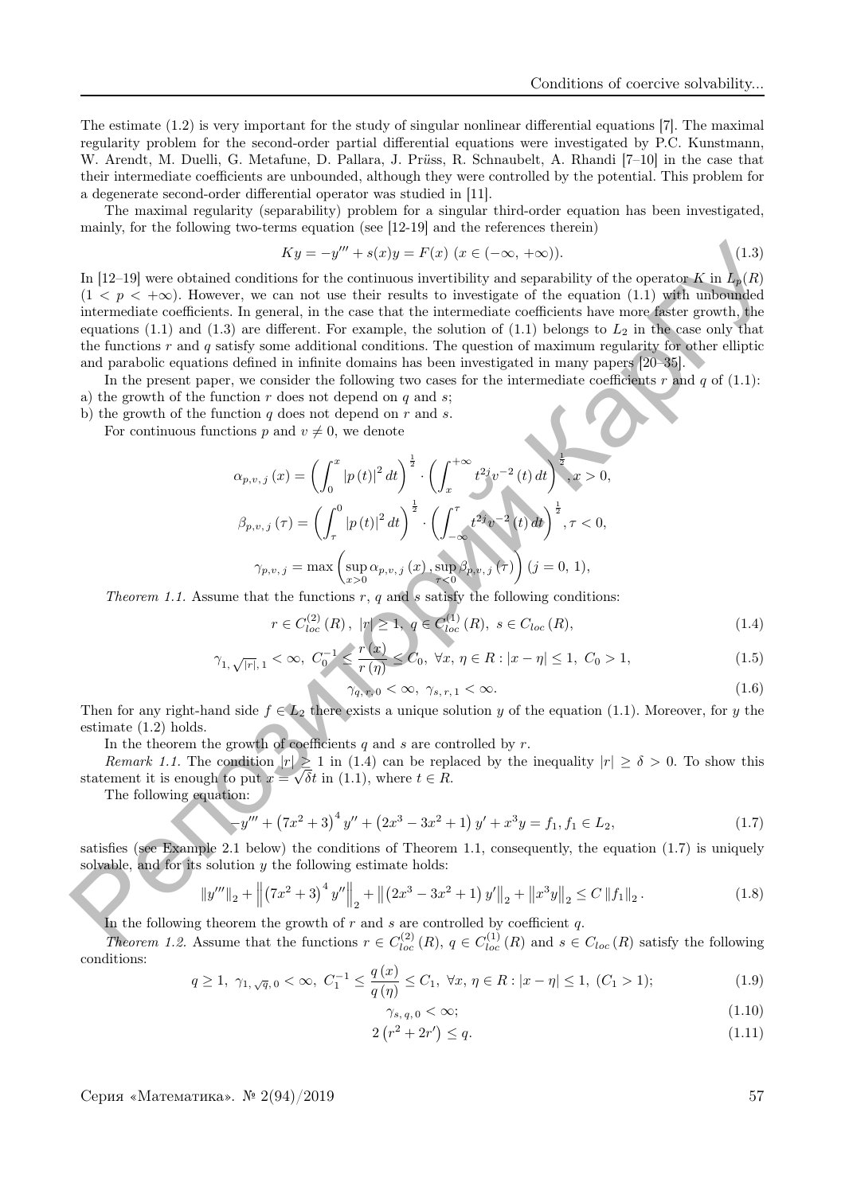The estimate (1.2) is very important for the study of singular nonlinear differential equations [7]. The maximal regularity problem for the second-order partial differential equations were investigated by P.C. Kunstmann, W. Arendt, M. Duelli, G. Metafune, D. Pallara, J. Prüss, R. Schnaubelt, A. Rhandi [7–10] in the case that their intermediate coefficients are unbounded, although they were controlled by the potential. This problem for a degenerate second-order differential operator was studied in [11].

The maximal regularity (separability) problem for a singular third-order equation has been investigated, mainly, for the following two-terms equation (see [12-19] and the references therein)

$$Ky = -y''' + s(x)y = F(x) \ (x \in (-\infty, +\infty)). \tag{1.3}$$

In [12–19] were obtained conditions for the continuous invertibility and separability of the operator $K$ in $L_p(R)$ $(1 < p < +\infty)$. However, we can not use their results to investigate of the equation (1.1) with unbounded intermediate coefficients. In general, in the case that the intermediate coefficients have more faster growth, the equations (1.1) and (1.3) are different. For example, the solution of (1.1) belongs to $L_2$ in the case only that the functions $r$ and $q$ satisfy some additional conditions. The question of maximum regularity for other elliptic and parabolic equations defined in infinite domains has been investigated in many papers [20–35].

In the present paper, we consider the following two cases for the intermediate coefficients $r$ and $q$ of (1.1):

a) the growth of the function $r$ does not depend on $q$ and $s$;

b) the growth of the function $q$ does not depend on $r$ and $s$.

For continuous functions $p$ and $v \neq 0$, we denote

$$\alpha_{p,v,j}(x) = \left( \int_0^x |p(t)|^2 dt \right)^{\frac{1}{2}} \cdot \left( \int_x^{+\infty} t^{2j} v^{-2}(t)\, dt \right)^{\frac{1}{2}}, x > 0,$$

$$\beta_{p,v,j}(\tau) = \left( \int_\tau^0 |p(t)|^2 dt \right)^{\frac{1}{2}} \cdot \left( \int_{-\infty}^{\tau} t^{2j} v^{-2}(t)\, dt \right)^{\frac{1}{2}}, \tau < 0,$$

$$\gamma_{p,v,j} = \max \left( \sup_{x>0} \alpha_{p,v,j}(x), \sup_{\tau<0} \beta_{p,v,j}(\tau) \right) \ (j = 0, 1),$$

*Theorem 1.1.* Assume that the functions $r$, $q$ and $s$ satisfy the following conditions:

$$r \in C_{loc}^{(2)}(R), \ |r| \geq 1, \ q \in C_{loc}^{(1)}(R), \ s \in C_{loc}(R), \tag{1.4}$$

$$\gamma_{1,\sqrt{|r|},1} < \infty, \ C_0^{-1} \leq \frac{r(x)}{r(\eta)} \leq C_0, \ \forall x, \eta \in R : |x - \eta| \leq 1, \ C_0 > 1, \tag{1.5}$$

$$\gamma_{q,r,0} < \infty, \ \gamma_{s,r,1} < \infty. \tag{1.6}$$

Then for any right-hand side $f \in L_2$ there exists a unique solution $y$ of the equation (1.1). Moreover, for $y$ the estimate (1.2) holds.

In the theorem the growth of coefficients $q$ and $s$ are controlled by $r$.

*Remark 1.1.* The condition $|r| \geq 1$ in (1.4) can be replaced by the inequality $|r| \geq \delta > 0$. To show this statement it is enough to put $x = \sqrt{\delta}t$ in (1.1), where $t \in R$.

The following equation:

$$-y''' + \left(7x^2 + 3\right)^4 y'' + \left(2x^3 - 3x^2 + 1\right) y' + x^3 y = f_1, f_1 \in L_2, \tag{1.7}$$

satisfies (see Example 2.1 below) the conditions of Theorem 1.1, consequently, the equation (1.7) is uniquely solvable, and for its solution $y$ the following estimate holds:

$$\|y'''\|_2 + \left\| \left(7x^2 + 3\right)^4 y'' \right\|_2 + \left\| \left(2x^3 - 3x^2 + 1\right) y' \right\|_2 + \left\| x^3 y \right\|_2 \leq C \|f_1\|_2 . \tag{1.8}$$

In the following theorem the growth of $r$ and $s$ are controlled by coefficient $q$.

*Theorem 1.2.* Assume that the functions $r \in C_{loc}^{(2)}(R)$, $q \in C_{loc}^{(1)}(R)$ and $s \in C_{loc}(R)$ satisfy the following conditions:

$$q \geq 1, \ \gamma_{1,\sqrt{q},0} < \infty, \ C_1^{-1} \leq \frac{q(x)}{q(\eta)} \leq C_1, \ \forall x, \eta \in R : |x - \eta| \leq 1, \ (C_1 > 1); \tag{1.9}$$

$$\gamma_{s,q,0} < \infty; \tag{1.10}$$

$$2\left(r^2 + 2r'\right) \leq q. \tag{1.11}$$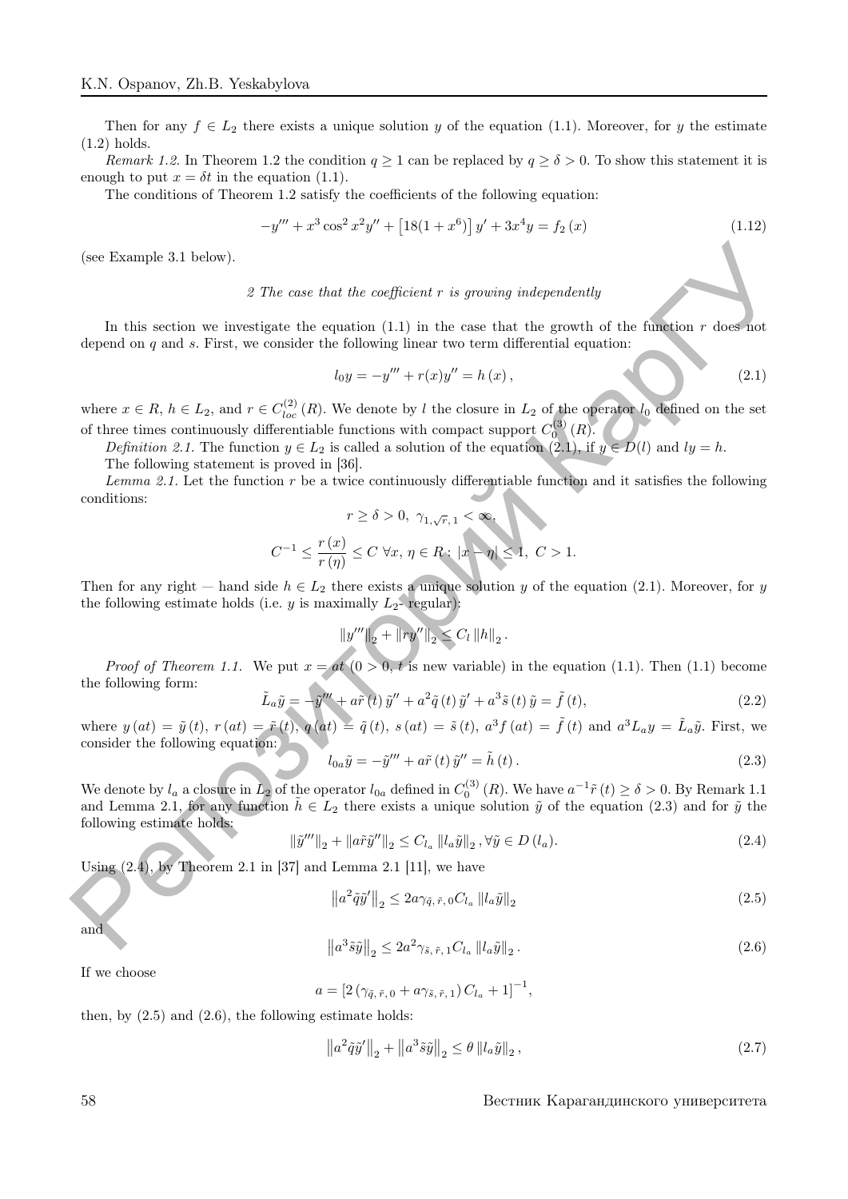Then for any $f \in L_2$ there exists a unique solution $y$ of the equation (1.1). Moreover, for $y$ the estimate (1.2) holds.

*Remark 1.2.* In Theorem 1.2 the condition $q \geq 1$ can be replaced by $q \geq \delta > 0$. To show this statement it is enough to put $x = \delta t$ in the equation (1.1).

The conditions of Theorem 1.2 satisfy the coefficients of the following equation:

$$-y''' + x^3 \cos^2 x^2 y'' + \left[18(1 + x^6)\right] y' + 3x^4 y = f_2(x) \tag{1.12}$$

(see Example 3.1 below).

*2 The case that the coefficient r is growing independently*

In this section we investigate the equation (1.1) in the case that the growth of the function $r$ does not depend on $q$ and $s$. First, we consider the following linear two term differential equation:

$$l_0 y = -y''' + r(x)y'' = h(x), \tag{2.1}$$

where $x \in R$, $h \in L_2$, and $r \in C_{loc}^{(2)}(R)$. We denote by $l$ the closure in $L_2$ of the operator $l_0$ defined on the set of three times continuously differentiable functions with compact support $C_0^{(3)}(R)$.

*Definition 2.1.* The function $y \in L_2$ is called a solution of the equation (2.1), if $y \in D(l)$ and $ly = h$.

The following statement is proved in [36].

*Lemma 2.1.* Let the function $r$ be a twice continuously differentiable function and it satisfies the following conditions:

$$r \geq \delta > 0, \ \gamma_{1,\sqrt{r},1} < \infty,$$

$$C^{-1} \leq \frac{r(x)}{r(\eta)} \leq C \ \forall x, \eta \in R: \ |x - \eta| \leq 1, \ C > 1.$$

Then for any right — hand side $h \in L_2$ there exists a unique solution $y$ of the equation (2.1). Moreover, for $y$ the following estimate holds (i.e. $y$ is maximally $L_2$- regular):

$$\|y'''\|_2 + \|ry''\|_2 \leq C_l \|h\|_2 .$$

*Proof of Theorem 1.1.* We put $x = at$ $(0 > 0$, $t$ is new variable) in the equation (1.1). Then (1.1) become the following form:

$$\tilde{L}_a \tilde{y} = -\tilde{y}''' + a\tilde{r}(t)\tilde{y}'' + a^2 \tilde{q}(t)\tilde{y}' + a^3 \tilde{s}(t)\tilde{y} = \tilde{f}(t), \tag{2.2}$$

where $y(at) = \tilde{y}(t)$, $r(at) = \tilde{r}(t)$, $q(at) = \tilde{q}(t)$, $s(at) = \tilde{s}(t)$, $a^3 f(at) = \tilde{f}(t)$ and $a^3 L_a y = \tilde{L}_a \tilde{y}$. First, we consider the following equation:

$$l_{0a}\tilde{y} = -\tilde{y}''' + a\tilde{r}(t)\tilde{y}'' = \tilde{h}(t). \tag{2.3}$$

We denote by $l_a$ a closure in $L_2$ of the operator $l_{0a}$ defined in $C_0^{(3)}(R)$. We have $a^{-1}\tilde{r}(t) \geq \delta > 0$. By Remark 1.1 and Lemma 2.1, for any function $\tilde{h} \in L_2$ there exists a unique solution $\tilde{y}$ of the equation (2.3) and for $\tilde{y}$ the following estimate holds:

$$\|\tilde{y}'''\|_2 + \|a\tilde{r}\tilde{y}''\|_2 \leq C_{l_a} \|l_a \tilde{y}\|_2 , \forall \tilde{y} \in D(l_a). \tag{2.4}$$

Using (2.4), by Theorem 2.1 in [37] and Lemma 2.1 [11], we have

$$\left\|a^2 \tilde{q}\tilde{y}'\right\|_2 \leq 2a\gamma_{\tilde{q},\tilde{r},0} C_{l_a} \|l_a \tilde{y}\|_2 \tag{2.5}$$

and

$$\left\|a^3 \tilde{s}\tilde{y}\right\|_2 \leq 2a^2 \gamma_{\tilde{s},\tilde{r},1} C_{l_a} \|l_a \tilde{y}\|_2 . \tag{2.6}$$

If we choose

$$a = \left[2\left(\gamma_{\tilde{q},\tilde{r},0} + a\gamma_{\tilde{s},\tilde{r},1}\right) C_{l_a} + 1\right]^{-1},$$

then, by (2.5) and (2.6), the following estimate holds:

$$\left\|a^2 \tilde{q}\tilde{y}'\right\|_2 + \left\|a^3 \tilde{s}\tilde{y}\right\|_2 \leq \theta \|l_a \tilde{y}\|_2 , \tag{2.7}$$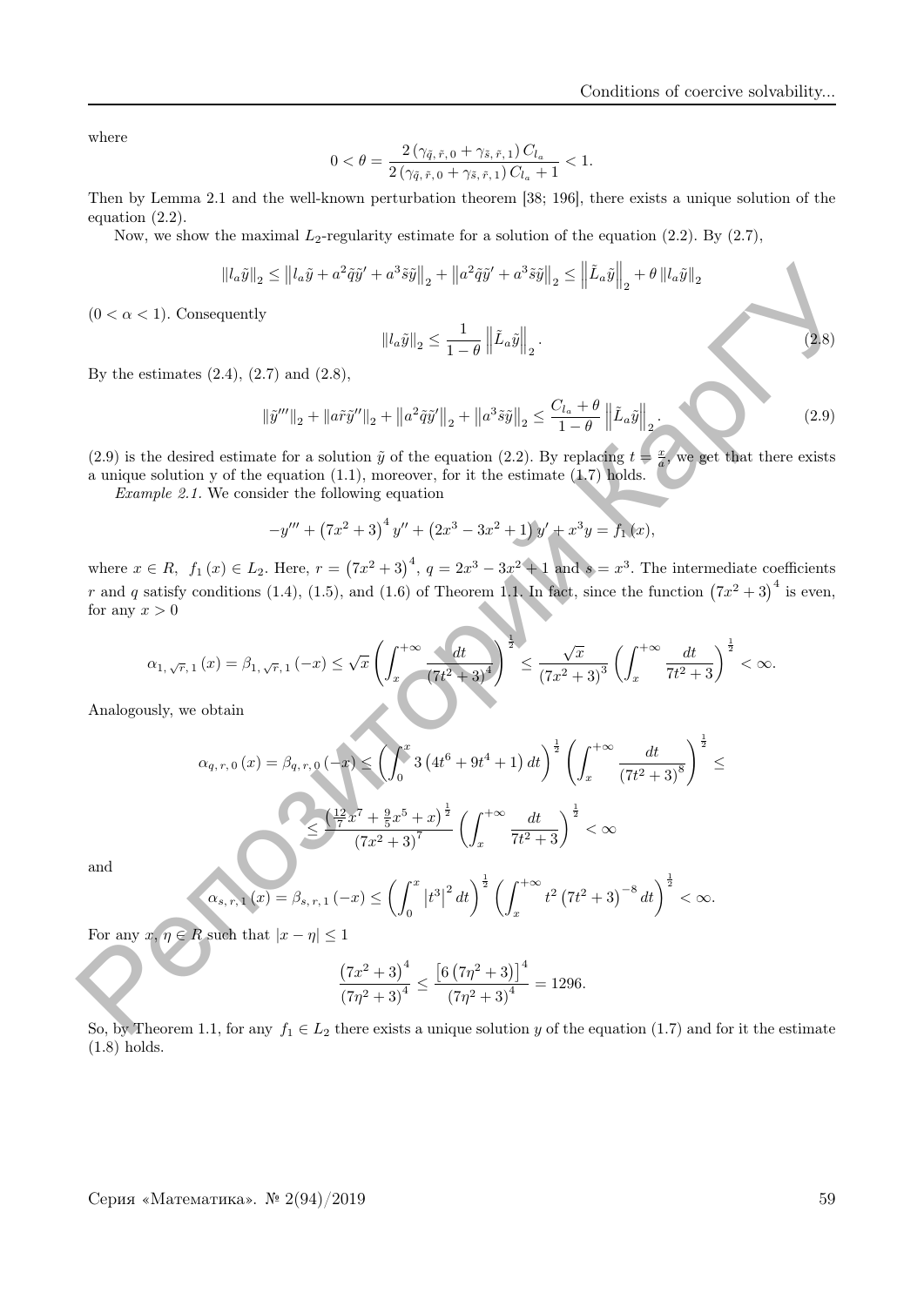where

$$0<\theta=\frac{2\left(\gamma_{\tilde{q},\tilde{r},0}+\gamma_{\tilde{s},\tilde{r},1}\right)C_{l_a}}{2\left(\gamma_{\tilde{q},\tilde{r},0}+\gamma_{\tilde{s},\tilde{r},1}\right)C_{l_a}+1}<1.$$

Then by Lemma 2.1 and the well-known perturbation theorem [38; 196], there exists a unique solution of the equation (2.2).

Now, we show the maximal $L_2$-regularity estimate for a solution of the equation (2.2). By (2.7),

$$\|l_a\tilde{y}\|_2 \le \left\|l_a\tilde{y}+a^2\tilde{q}\tilde{y}'+a^3\tilde{s}\tilde{y}\right\|_2+\left\|a^2\tilde{q}\tilde{y}'+a^3\tilde{s}\tilde{y}\right\|_2 \le \left\|\tilde{L}_a\tilde{y}\right\|_2+\theta\,\|l_a\tilde{y}\|_2$$

$(0<\alpha<1)$. Consequently

$$\|l_a\tilde{y}\|_2 \le \frac{1}{1-\theta}\left\|\tilde{L}_a\tilde{y}\right\|_2. \tag{2.8}$$

By the estimates (2.4), (2.7) and (2.8),

$$\|\tilde{y}'''\|_2+\|a\tilde{r}\tilde{y}''\|_2+\left\|a^2\tilde{q}\tilde{y}'\right\|_2+\left\|a^3\tilde{s}\tilde{y}\right\|_2 \le \frac{C_{l_a}+\theta}{1-\theta}\left\|\tilde{L}_a\tilde{y}\right\|_2. \tag{2.9}$$

(2.9) is the desired estimate for a solution $\tilde{y}$ of the equation (2.2). By replacing $t=\frac{x}{a}$, we get that there exists a unique solution y of the equation (1.1), moreover, for it the estimate (1.7) holds.

*Example 2.1.* We consider the following equation

$$-y'''+\left(7x^2+3\right)^4y''+\left(2x^3-3x^2+1\right)y'+x^3y=f_1(x),$$

where $x\in R$, $f_1(x)\in L_2$. Here, $r=\left(7x^2+3\right)^4$, $q=2x^3-3x^2+1$ and $s=x^3$. The intermediate coefficients $r$ and $q$ satisfy conditions (1.4), (1.5), and (1.6) of Theorem 1.1. In fact, since the function $\left(7x^2+3\right)^4$ is even, for any $x>0$

$$\alpha_{1,\sqrt{r},1}(x)=\beta_{1,\sqrt{r},1}(-x)\le\sqrt{x}\left(\int_x^{+\infty}\frac{dt}{\left(7t^2+3\right)^4}\right)^{\frac{1}{2}}\le\frac{\sqrt{x}}{\left(7x^2+3\right)^3}\left(\int_x^{+\infty}\frac{dt}{7t^2+3}\right)^{\frac{1}{2}}<\infty.$$

Analogously, we obtain

$$\alpha_{q,r,0}(x)=\beta_{q,r,0}(-x)\le\left(\int_0^x 3\left(4t^6+9t^4+1\right)dt\right)^{\frac{1}{2}}\left(\int_x^{+\infty}\frac{dt}{\left(7t^2+3\right)^8}\right)^{\frac{1}{2}}\le$$

$$\le\frac{\left(\frac{12}{7}x^7+\frac{9}{5}x^5+x\right)^{\frac{1}{2}}}{\left(7x^2+3\right)^7}\left(\int_x^{+\infty}\frac{dt}{7t^2+3}\right)^{\frac{1}{2}}<\infty$$

and

$$\alpha_{s,r,1}(x)=\beta_{s,r,1}(-x)\le\left(\int_0^x\left|t^3\right|^2dt\right)^{\frac{1}{2}}\left(\int_x^{+\infty}t^2\left(7t^2+3\right)^{-8}dt\right)^{\frac{1}{2}}<\infty.$$

For any $x,\eta\in R$ such that $|x-\eta|\le 1$

$$\frac{\left(7x^2+3\right)^4}{\left(7\eta^2+3\right)^4}\le\frac{\left[6\left(7\eta^2+3\right)\right]^4}{\left(7\eta^2+3\right)^4}=1296.$$

So, by Theorem 1.1, for any $f_1\in L_2$ there exists a unique solution $y$ of the equation (1.7) and for it the estimate (1.8) holds.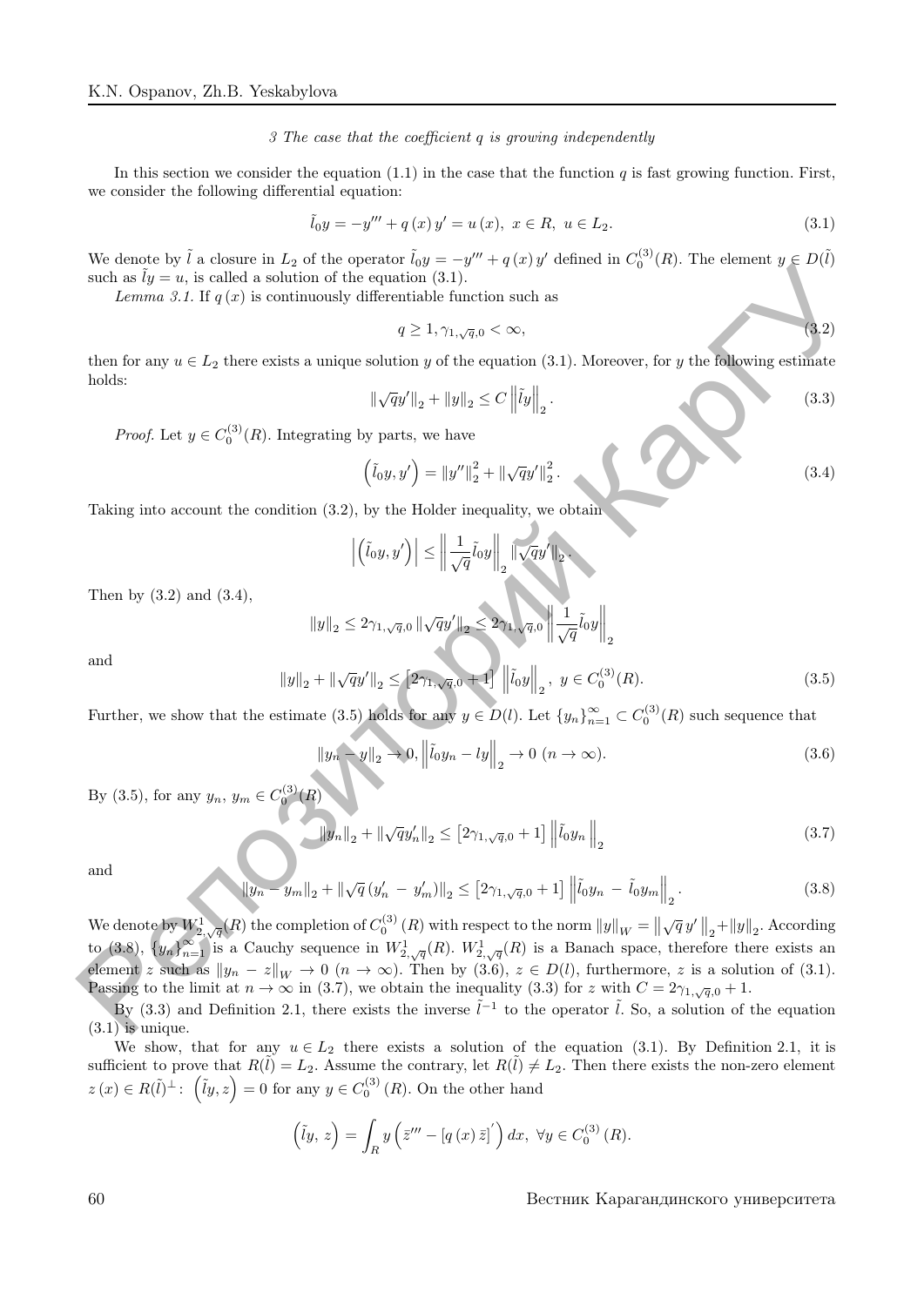*3 The case that the coefficient q is growing independently*

In this section we consider the equation (1.1) in the case that the function $q$ is fast growing function. First, we consider the following differential equation:

$$\tilde{l}_0 y = -y''' + q(x) y' = u(x),\ x \in R,\ u \in L_2. \tag{3.1}$$

We denote by $\tilde{l}$ a closure in $L_2$ of the operator $\tilde{l}_0 y = -y''' + q(x) y'$ defined in $C_0^{(3)}(R)$. The element $y \in D(\tilde{l})$ such as $\tilde{l}y = u$, is called a solution of the equation (3.1).

*Lemma 3.1.* If $q(x)$ is continuously differentiable function such as

$$q \geq 1, \gamma_{1,\sqrt{q},0} < \infty, \tag{3.2}$$

then for any $u \in L_2$ there exists a unique solution $y$ of the equation (3.1). Moreover, for $y$ the following estimate holds:

$$\|\sqrt{q}y'\|_2 + \|y\|_2 \leq C\left\|\tilde{l}y\right\|_2. \tag{3.3}$$

*Proof.* Let $y \in C_0^{(3)}(R)$. Integrating by parts, we have

$$\left(\tilde{l}_0 y, y'\right) = \|y''\|_2^2 + \|\sqrt{q}y'\|_2^2. \tag{3.4}$$

Taking into account the condition (3.2), by the Holder inequality, we obtain

$$\left|\left(\tilde{l}_0 y, y'\right)\right| \leq \left\|\frac{1}{\sqrt{q}}\tilde{l}_0 y\right\|_2 \|\sqrt{q}y'\|_2.$$

Then by (3.2) and (3.4),

$$\|y\|_2 \leq 2\gamma_{1,\sqrt{q},0}\|\sqrt{q}y'\|_2 \leq 2\gamma_{1,\sqrt{q},0}\left\|\frac{1}{\sqrt{q}}\tilde{l}_0 y\right\|_2$$

and

$$\|y\|_2 + \|\sqrt{q}y'\|_2 \leq \left[2\gamma_{1,\sqrt{q},0} + 1\right]\left\|\tilde{l}_0 y\right\|_2,\ y \in C_0^{(3)}(R). \tag{3.5}$$

Further, we show that the estimate (3.5) holds for any $y \in D(l)$. Let $\{y_n\}_{n=1}^{\infty} \subset C_0^{(3)}(R)$ such sequence that

$$\|y_n - y\|_2 \to 0, \left\|\tilde{l}_0 y_n - ly\right\|_2 \to 0\ (n \to \infty). \tag{3.6}$$

By (3.5), for any $y_n,\ y_m \in C_0^{(3)}(R)$

$$\|y_n\|_2 + \|\sqrt{q}y_n'\|_2 \leq \left[2\gamma_{1,\sqrt{q},0} + 1\right]\left\|\tilde{l}_0 y_n\right\|_2 \tag{3.7}$$

and

$$\|y_n - y_m\|_2 + \|\sqrt{q}\left(y_n' - y_m'\right)\|_2 \leq \left[2\gamma_{1,\sqrt{q},0} + 1\right]\left\|\tilde{l}_0 y_n - \tilde{l}_0 y_m\right\|_2. \tag{3.8}$$

We denote by $W_{2,\sqrt{q}}^1(R)$ the completion of $C_0^{(3)}(R)$ with respect to the norm $\|y\|_W = \left\|\sqrt{q}\,y'\right\|_2 + \|y\|_2$. According to (3.8), $\{y_n\}_{n=1}^{\infty}$ is a Cauchy sequence in $W_{2,\sqrt{q}}^1(R)$. $W_{2,\sqrt{q}}^1(R)$ is a Banach space, therefore there exists an element $z$ such as $\|y_n - z\|_W \to 0\ (n \to \infty)$. Then by (3.6), $z \in D(l)$, furthermore, $z$ is a solution of (3.1). Passing to the limit at $n \to \infty$ in (3.7), we obtain the inequality (3.3) for $z$ with $C = 2\gamma_{1,\sqrt{q},0} + 1$.

By (3.3) and Definition 2.1, there exists the inverse $\tilde{l}^{-1}$ to the operator $\tilde{l}$. So, a solution of the equation (3.1) is unique.

We show, that for any $u \in L_2$ there exists a solution of the equation (3.1). By Definition 2.1, it is sufficient to prove that $R(\tilde{l}) = L_2$. Assume the contrary, let $R(\tilde{l}) \neq L_2$. Then there exists the non-zero element $z(x) \in R(\tilde{l})^{\perp}$: $\left(\tilde{l}y, z\right) = 0$ for any $y \in C_0^{(3)}(R)$. On the other hand

$$\left(\tilde{l}y,\ z\right) = \int_R y\left(\bar{z}''' - \left[q(x)\bar{z}\right]'\right)dx,\ \forall y \in C_0^{(3)}(R).$$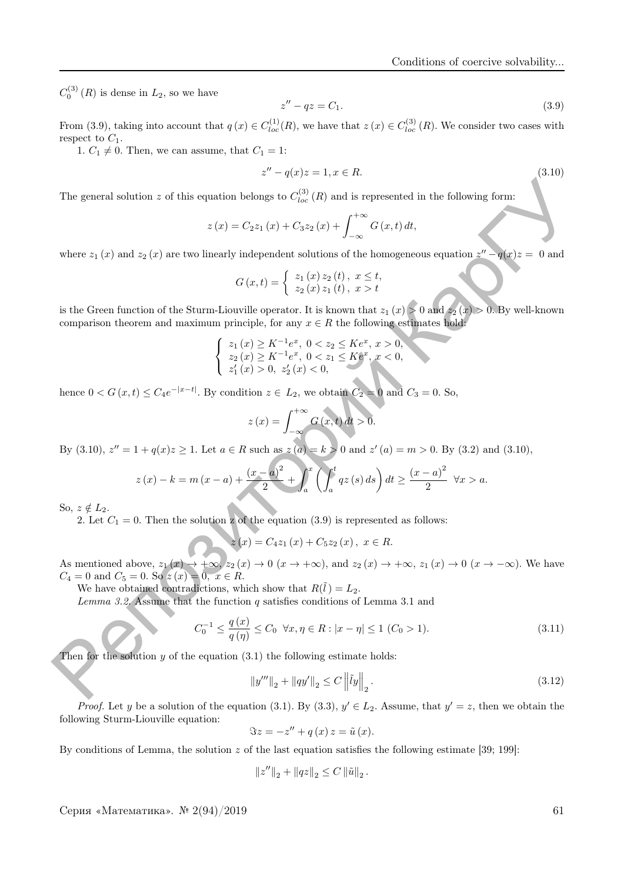$C_0^{(3)}(R)$ is dense in $L_2$, so we have

$$z'' - qz = C_1. \tag{3.9}$$

From (3.9), taking into account that $q(x) \in C_{loc}^{(1)}(R)$, we have that $z(x) \in C_{loc}^{(3)}(R)$. We consider two cases with respect to $C_1$.

1. $C_1 \neq 0$. Then, we can assume, that $C_1 = 1$:

$$z'' - q(x)z = 1, x \in R. \tag{3.10}$$

The general solution $z$ of this equation belongs to $C_{loc}^{(3)}(R)$ and is represented in the following form:

$$z(x) = C_2 z_1(x) + C_3 z_2(x) + \int_{-\infty}^{+\infty} G(x,t)\,dt,$$

where $z_1(x)$ and $z_2(x)$ are two linearly independent solutions of the homogeneous equation $z'' - q(x)z = 0$ and

$$G(x,t) = \begin{cases} z_1(x) z_2(t), & x \leq t, \\ z_2(x) z_1(t), & x > t \end{cases}$$

is the Green function of the Sturm-Liouville operator. It is known that $z_1(x) > 0$ and $z_2(x) > 0$. By well-known comparison theorem and maximum principle, for any $x \in R$ the following estimates hold:

$$\begin{cases} z_1(x) \geq K^{-1}e^x, \ 0 < z_2 \leq Ke^x, \ x > 0, \\ z_2(x) \geq K^{-1}e^x, \ 0 < z_1 \leq Ke^x, \ x < 0, \\ z_1'(x) > 0, \ z_2'(x) < 0, \end{cases}$$

hence $0 < G(x,t) \leq C_4 e^{-|x-t|}$. By condition $z \in L_2$, we obtain $C_2 = 0$ and $C_3 = 0$. So,

$$z(x) = \int_{-\infty}^{+\infty} G(x,t)\,dt > 0.$$

By (3.10), $z'' = 1 + q(x)z \geq 1$. Let $a \in R$ such as $z(a) = k > 0$ and $z'(a) = m > 0$. By (3.2) and (3.10),

$$z(x) - k = m(x-a) + \frac{(x-a)^2}{2} + \int_a^x \left( \int_a^t qz(s)\,ds \right) dt \geq \frac{(x-a)^2}{2} \ \ \forall x > a.$$

So, $z \notin L_2$.

2. Let $C_1 = 0$. Then the solution z of the equation (3.9) is represented as follows:

$$z(x) = C_4 z_1(x) + C_5 z_2(x), \ x \in R.$$

As mentioned above, $z_1(x) \to +\infty$, $z_2(x) \to 0$ $(x \to +\infty)$, and $z_2(x) \to +\infty$, $z_1(x) \to 0$ $(x \to -\infty)$. We have $C_4 = 0$ and $C_5 = 0$. So $z(x) = 0$, $x \in R$.

We have obtained contradictions, which show that $R(\tilde{l}) = L_2$.

*Lemma 3.2.* Assume that the function $q$ satisfies conditions of Lemma 3.1 and

$$C_0^{-1} \leq \frac{q(x)}{q(\eta)} \leq C_0 \ \ \forall x, \eta \in R : |x - \eta| \leq 1 \ (C_0 > 1). \tag{3.11}$$

Then for the solution $y$ of the equation (3.1) the following estimate holds:

$$\|y'''\|_2 + \|qy'\|_2 \leq C \left\| \tilde{l}y \right\|_2. \tag{3.12}$$

*Proof.* Let $y$ be a solution of the equation (3.1). By (3.3), $y' \in L_2$. Assume, that $y' = z$, then we obtain the following Sturm-Liouville equation:

$$\Im z = -z'' + q(x)z = \tilde{u}(x).$$

By conditions of Lemma, the solution $z$ of the last equation satisfies the following estimate [39; 199]:

$$\|z''\|_2 + \|qz\|_2 \leq C \|\tilde{u}\|_2.$$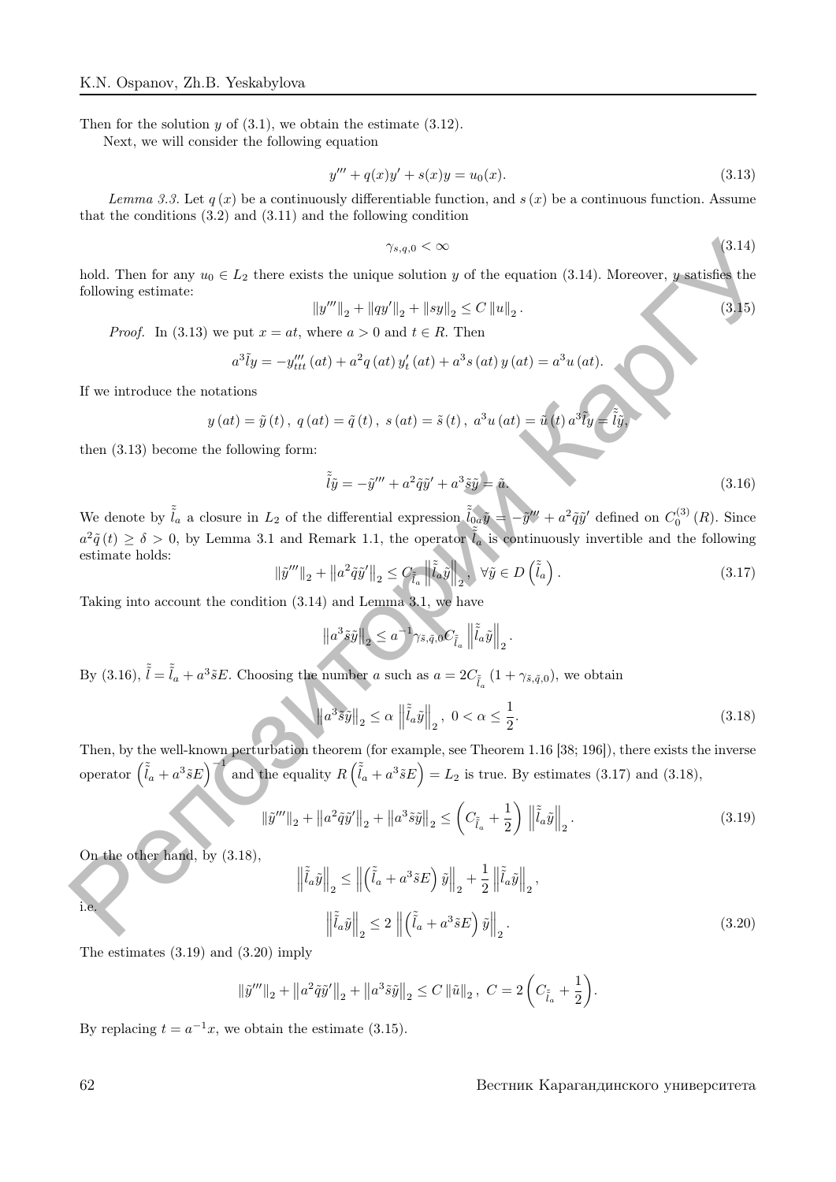Then for the solution $y$ of (3.1), we obtain the estimate (3.12).

Next, we will consider the following equation

$$y''' + q(x)y' + s(x)y = u_0(x). \tag{3.13}$$

*Lemma 3.3.* Let $q(x)$ be a continuously differentiable function, and $s(x)$ be a continuous function. Assume that the conditions (3.2) and (3.11) and the following condition

$$\gamma_{s,q,0} < \infty \tag{3.14}$$

hold. Then for any $u_0 \in L_2$ there exists the unique solution $y$ of the equation (3.14). Moreover, $y$ satisfies the following estimate:

$$\|y'''\|_2 + \|qy'\|_2 + \|sy\|_2 \le C\,\|u\|_2\,. \tag{3.15}$$

*Proof.* In (3.13) we put $x = at$, where $a > 0$ and $t \in R$. Then

$$a^3\tilde{l}y = -y'''_{ttt}(at) + a^2 q(at)\, y'_t(at) + a^3 s(at)\, y(at) = a^3 u(at).$$

If we introduce the notations

$$y(at) = \tilde{y}(t),\ q(at) = \tilde{q}(t),\ s(at) = \tilde{s}(t),\ a^3 u(at) = \tilde{u}(t)\, a^3\tilde{l}y = \tilde{\tilde{l}}\tilde{y},$$

then (3.13) become the following form:

$$\tilde{\tilde{l}}\tilde{y} = -\tilde{y}''' + a^2\tilde{q}\tilde{y}' + a^3\tilde{s}\tilde{y} = \tilde{u}. \tag{3.16}$$

We denote by $\tilde{\tilde{l}}_a$ a closure in $L_2$ of the differential expression $\tilde{\tilde{l}}_{0a}\tilde{y} = -\tilde{y}''' + a^2\tilde{q}\tilde{y}'$ defined on $C_0^{(3)}(R)$. Since $a^2\tilde{q}(t) \ge \delta > 0$, by Lemma 3.1 and Remark 1.1, the operator $\tilde{\tilde{l}}_a$ is continuously invertible and the following estimate holds:

$$\|\tilde{y}'''\|_2 + \left\|a^2\tilde{q}\tilde{y}'\right\|_2 \le C_{\tilde{\tilde{l}}_a}\left\|\tilde{\tilde{l}}_a\tilde{y}\right\|_2,\ \ \forall \tilde{y} \in D\left(\tilde{\tilde{l}}_a\right). \tag{3.17}$$

Taking into account the condition (3.14) and Lemma 3.1, we have

$$\left\|a^3\tilde{s}\tilde{y}\right\|_2 \le a^{-1}\gamma_{\tilde{s},\tilde{q},0}C_{\tilde{\tilde{l}}_a}\left\|\tilde{\tilde{l}}_a\tilde{y}\right\|_2.$$

By (3.16), $\tilde{\tilde{l}} = \tilde{\tilde{l}}_a + a^3\tilde{s}E$. Choosing the number $a$ such as $a = 2C_{\tilde{\tilde{l}}_a}(1 + \gamma_{\tilde{s},\tilde{q},0})$, we obtain

$$\left\|a^3\tilde{s}\tilde{y}\right\|_2 \le \alpha\left\|\tilde{\tilde{l}}_a\tilde{y}\right\|_2,\ 0 < \alpha \le \frac{1}{2}. \tag{3.18}$$

Then, by the well-known perturbation theorem (for example, see Theorem 1.16 [38; 196]), there exists the inverse operator $\left(\tilde{\tilde{l}}_a + a^3\tilde{s}E\right)^{-1}$ and the equality $R\left(\tilde{\tilde{l}}_a + a^3\tilde{s}E\right) = L_2$ is true. By estimates (3.17) and (3.18),

$$\|\tilde{y}'''\|_2 + \left\|a^2\tilde{q}\tilde{y}'\right\|_2 + \left\|a^3\tilde{s}\tilde{y}\right\|_2 \le \left(C_{\tilde{\tilde{l}}_a} + \frac{1}{2}\right)\left\|\tilde{\tilde{l}}_a\tilde{y}\right\|_2. \tag{3.19}$$

On the other hand, by (3.18),

$$\left\|\tilde{\tilde{l}}_a\tilde{y}\right\|_2 \le \left\|\left(\tilde{\tilde{l}}_a + a^3\tilde{s}E\right)\tilde{y}\right\|_2 + \frac{1}{2}\left\|\tilde{\tilde{l}}_a\tilde{y}\right\|_2,$$

i.e.

$$\left\|\tilde{\tilde{l}}_a\tilde{y}\right\|_2 \le 2\left\|\left(\tilde{\tilde{l}}_a + a^3\tilde{s}E\right)\tilde{y}\right\|_2. \tag{3.20}$$

The estimates (3.19) and (3.20) imply

$$\|\tilde{y}'''\|_2 + \left\|a^2\tilde{q}\tilde{y}'\right\|_2 + \left\|a^3\tilde{s}\tilde{y}\right\|_2 \le C\,\|\tilde{u}\|_2\,,\ C = 2\left(C_{\tilde{\tilde{l}}_a} + \frac{1}{2}\right).$$

By replacing $t = a^{-1}x$, we obtain the estimate (3.15).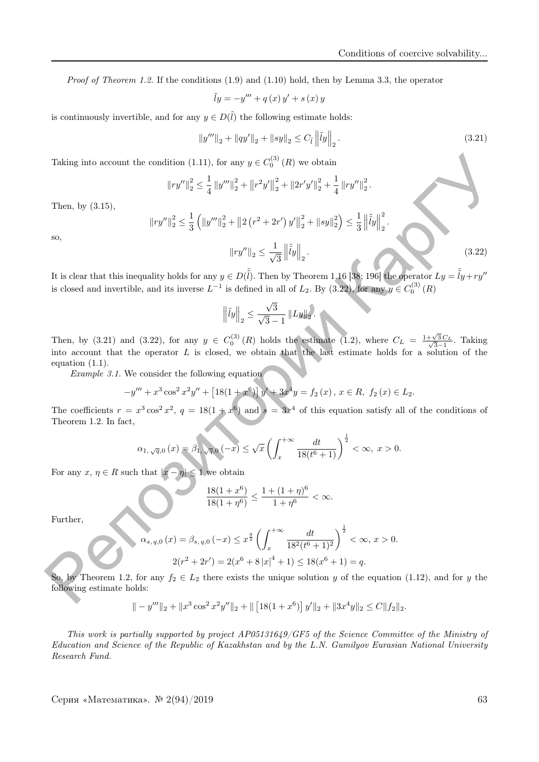*Proof of Theorem 1.2.* If the conditions (1.9) and (1.10) hold, then by Lemma 3.3, the operator

$$\tilde{l}y = -y''' + q(x)\,y' + s(x)\,y$$

is continuously invertible, and for any $y \in D(\tilde{l})$ the following estimate holds:

$$\|y'''\|_2 + \|qy'\|_2 + \|sy\|_2 \le C_{\tilde{l}} \left\|\tilde{l}y\right\|_2. \tag{3.21}$$

Taking into account the condition (1.11), for any $y \in C_0^{(3)}(R)$ we obtain

$$\|ry''\|_2^2 \le \frac{1}{4}\|y'''\|_2^2 + \left\|r^2y'\right\|_2^2 + \|2r'y'\|_2^2 + \frac{1}{4}\|ry''\|_2^2.$$

Then, by (3.15),

$$\|ry''\|_2^2 \le \frac{1}{3}\left(\|y'''\|_2^2 + \left\|2\left(r^2+2r'\right)y'\right\|_2^2 + \|sy\|_2^2\right) \le \frac{1}{3}\left\|\tilde{\tilde{l}}y\right\|_2^2.$$

so,

$$\|ry''\|_2 \le \frac{1}{\sqrt{3}}\left\|\tilde{\tilde{l}}y\right\|_2. \tag{3.22}$$

It is clear that this inequality holds for any $y \in D(\tilde{\tilde{l}})$. Then by Theorem 1.16 [38; 196] the operator $Ly = \tilde{\tilde{l}}y + ry''$ is closed and invertible, and its inverse $L^{-1}$ is defined in all of $L_2$. By (3.22), for any $y \in C_0^{(3)}(R)$

$$\left\|\tilde{l}y\right\|_2 \le \frac{\sqrt{3}}{\sqrt{3}-1}\|Ly\|_2.$$

Then, by (3.21) and (3.22), for any $y \in C_0^{(3)}(R)$ holds the estimate (1.2), where $C_L = \frac{1+\sqrt{3}C_L}{\sqrt{3}-1}$. Taking into account that the operator $L$ is closed, we obtain that the last estimate holds for a solution of the equation (1.1).

*Example 3.1.* We consider the following equation

$$-y''' + x^3\cos^2 x^2 y'' + \left[18(1+x^6)\right]y' + 3x^4 y = f_2(x),\; x \in R,\; f_2(x) \in L_2.$$

The coefficients $r = x^3\cos^2 x^2$, $q = 18(1+x^6)$ and $s = 3x^4$ of this equation satisfy all of the conditions of Theorem 1.2. In fact,

$$\alpha_{1,\sqrt{q},0}(x) = \beta_{1,\sqrt{q},0}(-x) \le \sqrt{x}\left(\int_x^{+\infty}\frac{dt}{18(t^6+1)}\right)^{\frac{1}{2}} < \infty,\; x > 0.$$

For any $x,\,\eta \in R$ such that $|x-\eta| \le 1$ we obtain

$$\frac{18(1+x^6)}{18(1+\eta^6)} \le \frac{1+(1+\eta)^6}{1+\eta^6} < \infty.$$

Further,

$$\alpha_{s,q,0}(x) = \beta_{s,q,0}(-x) \le x^{\frac{9}{2}}\left(\int_x^{+\infty}\frac{dt}{18^2(t^6+1)^2}\right)^{\frac{1}{2}} < \infty,\; x > 0.$$

$$2(r^2+2r') = 2(x^6 + 8|x|^4 + 1) \le 18(x^6+1) = q.$$

So, by Theorem 1.2, for any $f_2 \in L_2$ there exists the unique solution $y$ of the equation (1.12), and for $y$ the following estimate holds:

$$\|-y'''\|_2 + \|x^3\cos^2 x^2 y''\|_2 + \|\left[18(1+x^6)\right]y'\|_2 + \|3x^4 y\|_2 \le C\|f_2\|_2.$$

*This work is partially supported by project AP05131649/GF5 of the Science Committee of the Ministry of Education and Science of the Republic of Kazakhstan and by the L.N. Gumilyov Eurasian National University Research Fund.*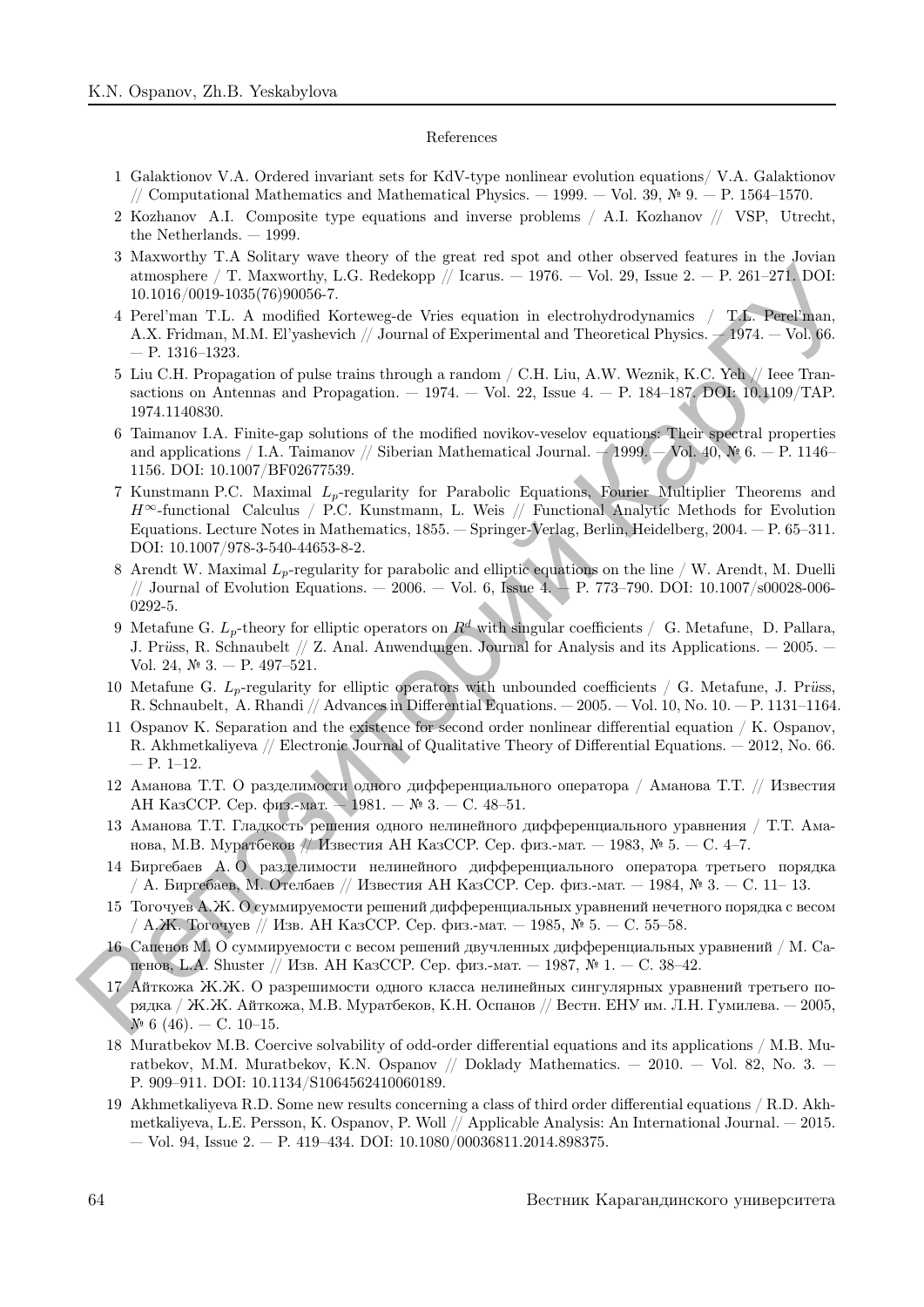References

1 Galaktionov V.A. Ordered invariant sets for KdV-type nonlinear evolution equations/ V.A. Galaktionov // Computational Mathematics and Mathematical Physics. — 1999. — Vol. 39, № 9. — P. 1564–1570.

2 Kozhanov A.I. Composite type equations and inverse problems / A.I. Kozhanov // VSP, Utrecht, the Netherlands. — 1999.

3 Maxworthy T.A Solitary wave theory of the great red spot and other observed features in the Jovian atmosphere / T. Maxworthy, L.G. Redekopp // Icarus. — 1976. — Vol. 29, Issue 2. — P. 261–271. DOI: 10.1016/0019-1035(76)90056-7.

4 Perel'man T.L. A modified Korteweg-de Vries equation in electrohydrodynamics / T.L. Perel'man, A.X. Fridman, M.M. El'yashevich // Journal of Experimental and Theoretical Physics. — 1974. — Vol. 66. — P. 1316–1323.

5 Liu C.H. Propagation of pulse trains through a random / C.H. Liu, A.W. Weznik, K.C. Yeh // Ieee Transactions on Antennas and Propagation. — 1974. — Vol. 22, Issue 4. — P. 184–187. DOI: 10.1109/TAP.1974.1140830.

6 Taimanov I.A. Finite-gap solutions of the modified novikov-veselov equations: Their spectral properties and applications / I.A. Taimanov // Siberian Mathematical Journal. — 1999. — Vol. 40, № 6. — P. 1146–1156. DOI: 10.1007/BF02677539.

7 Kunstmann P.C. Maximal $L_p$-regularity for Parabolic Equations, Fourier Multiplier Theorems and $H^\infty$-functional Calculus / P.C. Kunstmann, L. Weis // Functional Analytic Methods for Evolution Equations. Lecture Notes in Mathematics, 1855. — Springer-Verlag, Berlin, Heidelberg, 2004. — P. 65–311. DOI: 10.1007/978-3-540-44653-8-2.

8 Arendt W. Maximal $L_p$-regularity for parabolic and elliptic equations on the line / W. Arendt, M. Duelli // Journal of Evolution Equations. — 2006. — Vol. 6, Issue 4. — P. 773–790. DOI: 10.1007/s00028-006-0292-5.

9 Metafune G. $L_p$-theory for elliptic operators on $R^d$ with singular coefficients / G. Metafune, D. Pallara, J. Prüss, R. Schnaubelt // Z. Anal. Anwendungen. Journal for Analysis and its Applications. — 2005. — Vol. 24, № 3. — P. 497–521.

10 Metafune G. $L_p$-regularity for elliptic operators with unbounded coefficients / G. Metafune, J. Prüss, R. Schnaubelt, A. Rhandi // Advances in Differential Equations. — 2005. — Vol. 10, No. 10. — P. 1131–1164.

11 Ospanov K. Separation and the existence for second order nonlinear differential equation / K. Ospanov, R. Akhmetkaliyeva // Electronic Journal of Qualitative Theory of Differential Equations. — 2012, No. 66. — P. 1–12.

12 Аманова Т.Т. О разделимости одного дифференциального оператора / Аманова Т.Т. // Известия АН КазССР. Сер. физ.-мат. — 1981. — № 3. — С. 48–51.

13 Аманова Т.Т. Гладкость решения одного нелинейного дифференциального уравнения / Т.Т. Аманова, М.В. Муратбеков // Известия АН КазССР. Сер. физ-мат. — 1983, № 5. — С. 4–7.

14 Биргебаев А. О разделимости нелинейного дифференциального оператора третьего порядка / А. Биргебаев, М. Отелбаев // Известия АН КазССР. Сер. физ.-мат. — 1984, № 3. — С. 11– 13.

15 Тогочуев А.Ж. О суммируемости решений дифференциальных уравнений нечетного порядка с весом / А.Ж. Тогочуев // Изв. АН КазССР. Сер. физ.-мат. — 1985, № 5. — С. 55–58.

16 Сапенов М. О суммируемости с весом решений двучленных дифференциальных уравнений / М. Сапенов, L.A. Shuster // Изв. АН КазССР. Сер. физ.-мат. — 1987, № 1. — С. 38–42.

17 Айткожа Ж.Ж. О разрешимости одного класса нелинейных сингулярных уравнений третьего порядка / Ж.Ж. Айткожа, М.В. Муратбеков, К.Н. Оспанов // Вестн. ЕНУ им. Л.Н. Гумилева. — 2005, № 6 (46). — С. 10–15.

18 Muratbekov M.B. Coercive solvability of odd-order differential equations and its applications / M.B. Muratbekov, M.M. Muratbekov, K.N. Ospanov // Doklady Mathematics. — 2010. — Vol. 82, No. 3. — P. 909–911. DOI: 10.1134/S1064562410060189.

19 Akhmetkaliyeva R.D. Some new results concerning a class of third order differential equations / R.D. Akhmetkaliyeva, L.E. Persson, K. Ospanov, P. Woll // Applicable Analysis: An International Journal. — 2015. — Vol. 94, Issue 2. — P. 419–434. DOI: 10.1080/00036811.2014.898375.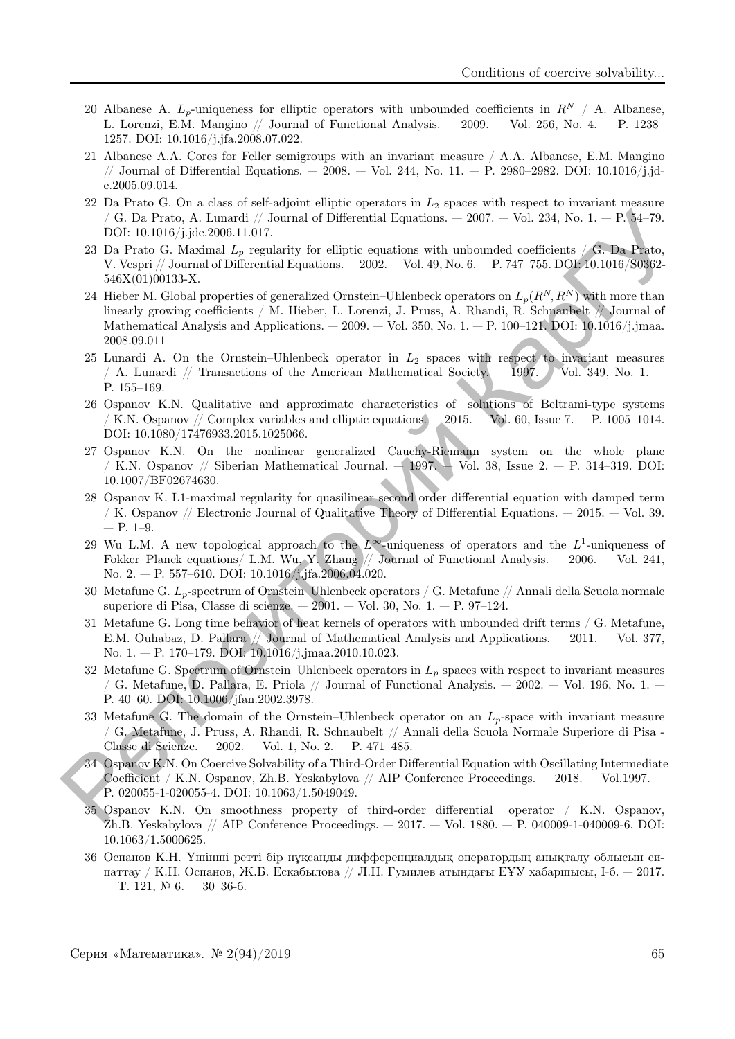20 Albanese A. $L_p$-uniqueness for elliptic operators with unbounded coefficients in $R^N$ / A. Albanese, L. Lorenzi, E.M. Mangino // Journal of Functional Analysis. — 2009. — Vol. 256, No. 4. — P. 1238–1257. DOI: 10.1016/j.jfa.2008.07.022.

21 Albanese A.A. Cores for Feller semigroups with an invariant measure / A.A. Albanese, E.M. Mangino // Journal of Differential Equations. — 2008. — Vol. 244, No. 11. — P. 2980–2982. DOI: 10.1016/j.jde.2005.09.014.

22 Da Prato G. On a class of self-adjoint elliptic operators in $L_2$ spaces with respect to invariant measure / G. Da Prato, A. Lunardi // Journal of Differential Equations. — 2007. — Vol. 234, No. 1. — P. 54–79. DOI: 10.1016/j.jde.2006.11.017.

23 Da Prato G. Maximal $L_p$ regularity for elliptic equations with unbounded coefficients / G. Da Prato, V. Vespri // Journal of Differential Equations. — 2002. — Vol. 49, No. 6. — P. 747–755. DOI: 10.1016/S0362-546X(01)00133-X.

24 Hieber M. Global properties of generalized Ornstein–Uhlenbeck operators on $L_p(R^N, R^N)$ with more than linearly growing coefficients / M. Hieber, L. Lorenzi, J. Pruss, A. Rhandi, R. Schnaubelt // Journal of Mathematical Analysis and Applications. — 2009. — Vol. 350, No. 1. — P. 100–121. DOI: 10.1016/j.jmaa.2008.09.011

25 Lunardi A. On the Ornstein–Uhlenbeck operator in $L_2$ spaces with respect to invariant measures / A. Lunardi // Transactions of the American Mathematical Society. — 1997. — Vol. 349, No. 1. — P. 155–169.

26 Ospanov K.N. Qualitative and approximate characteristics of solutions of Beltrami-type systems / K.N. Ospanov // Complex variables and elliptic equations. — 2015. — Vol. 60, Issue 7. — P. 1005–1014. DOI: 10.1080/17476933.2015.1025066.

27 Ospanov K.N. On the nonlinear generalized Cauchy-Riemann system on the whole plane / K.N. Ospanov // Siberian Mathematical Journal. — 1997. — Vol. 38, Issue 2. — P. 314–319. DOI: 10.1007/BF02674630.

28 Ospanov K. L1-maximal regularity for quasilinear second order differential equation with damped term / K. Ospanov // Electronic Journal of Qualitative Theory of Differential Equations. — 2015. — Vol. 39. — P. 1–9.

29 Wu L.M. A new topological approach to the $L^\infty$-uniqueness of operators and the $L^1$-uniqueness of Fokker–Planck equations/ L.M. Wu, Y. Zhang // Journal of Functional Analysis. — 2006. — Vol. 241, No. 2. — P. 557–610. DOI: 10.1016/j.jfa.2006.04.020.

30 Metafune G. $L_p$-spectrum of Ornstein–Uhlenbeck operators / G. Metafune // Annali della Scuola normale superiore di Pisa, Classe di scienze. — 2001. — Vol. 30, No. 1. — P. 97–124.

31 Metafune G. Long time behavior of heat kernels of operators with unbounded drift terms / G. Metafune, E.M. Ouhabaz, D. Pallara // Journal of Mathematical Analysis and Applications. — 2011. — Vol. 377, No. 1. — P. 170–179. DOI: 10.1016/j.jmaa.2010.10.023.

32 Metafune G. Spectrum of Ornstein–Uhlenbeck operators in $L_p$ spaces with respect to invariant measures / G. Metafune, D. Pallara, E. Priola // Journal of Functional Analysis. — 2002. — Vol. 196, No. 1. — P. 40–60. DOI: 10.1006/jfan.2002.3978.

33 Metafune G. The domain of the Ornstein–Uhlenbeck operator on an $L_p$-space with invariant measure / G. Metafune, J. Pruss, A. Rhandi, R. Schnaubelt // Annali della Scuola Normale Superiore di Pisa - Classe di Scienze. — 2002. — Vol. 1, No. 2. — P. 471–485.

34 Ospanov K.N. On Coercive Solvability of a Third-Order Differential Equation with Oscillating Intermediate Coefficient / K.N. Ospanov, Zh.B. Yeskabylova // AIP Conference Proceedings. — 2018. — Vol.1997. — P. 020055-1-020055-4. DOI: 10.1063/1.5049049.

35 Ospanov K.N. On smoothness property of third-order differential operator / K.N. Ospanov, Zh.B. Yeskabylova // AIP Conference Proceedings. — 2017. — Vol. 1880. — P. 040009-1-040009-6. DOI: 10.1063/1.5000625.

36 Оспанов К.Н. Үшінші ретті бір нұқсанды дифференциалдық оператордың анықталу облысын сипаттау / К.Н. Оспанов, Ж.Б. Ескабылова // Л.Н. Гумилев атындағы ЕҰУ хабаршысы, I-б. — 2017. — Т. 121, № 6. — 30–36-б.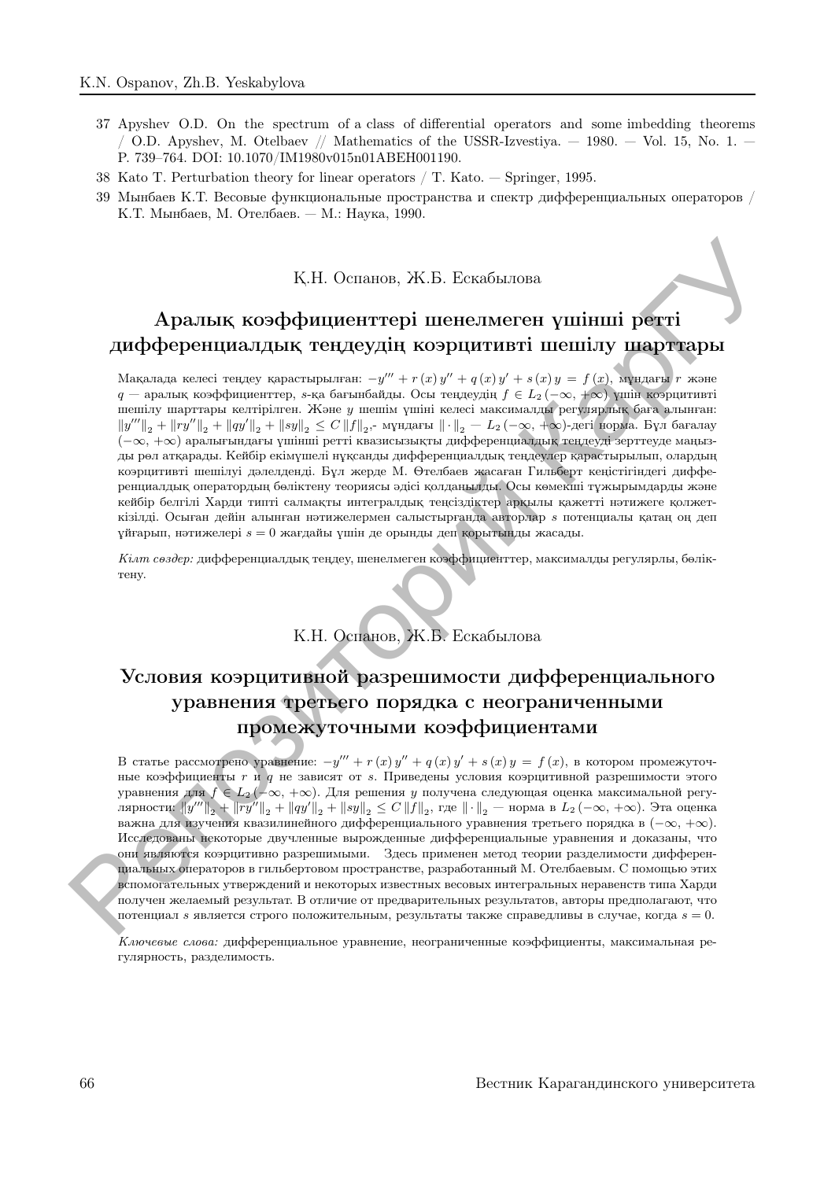37 Apyshev O.D. On the spectrum of a class of differential operators and some imbedding theorems / O.D. Apyshev, M. Otelbaev // Mathematics of the USSR-Izvestiya. — 1980. — Vol. 15, No. 1. — P. 739–764. DOI: 10.1070/IM1980v015n01ABEH001190.

38 Kato T. Perturbation theory for linear operators / T. Kato. — Springer, 1995.

39 Мынбаев К.Т. Весовые функциональные пространства и спектр дифференциальных операторов / К.Т. Мынбаев, М. Отелбаев. — М.: Наука, 1990.

Қ.Н. Оспанов, Ж.Б. Ескабылова

## Аралық коэффициенттері шенелмеген үшінші ретті дифференциалдық теңдеудің коэрцитивті шешілу шарттары

Мақалада келесі теңдеу қарастырылған: $-y''' + r(x)y'' + q(x)y' + s(x)y = f(x)$, мұндағы $r$ және $q$ — аралық коэффициенттер, $s$-қа бағынбайды. Осы теңдеудің $f \in L_2(-\infty, +\infty)$ үшін коэрцитивті шешілу шарттары келтірілген. Және $y$ шешім үшіні келесі максималды регулярлық баға алынған: $\|y'''\|_2 + \|ry''\|_2 + \|qy'\|_2 + \|sy\|_2 \le C\|f\|_2$,- мұндағы $\|\cdot\|_2$ — $L_2(-\infty, +\infty)$-дегі норма. Бұл бағалау $(-\infty, +\infty)$ аралығындағы үшінші ретті квазисызықты дифференциалдық теңдеуді зерттеуде маңызды рөл атқарады. Кейбір екімүшелі нұқсанды дифференциалдық теңдеулер қарастырылып, олардың коэрцитивті шешілуі дәлелденді. Бұл жерде М. Өтелбаев жасаған Гильберт кеңістігіндегі дифференциалдық операторлардың бөліктену теориясы әдісі қолданылды. Осы көмекші тұжырымдарды және кейбір белгілі Харди типті салмақты интегралдық теңсіздіктер арқылы қажетті нәтижеге қолжеткізілді. Осыған дейін алынған нәтижелермен салыстырғанда авторлар $s$ потенциалы қатаң оң деп ұйғарып, нәтижелері $s = 0$ жағдайы үшін де орынды деп қорытынды жасады.

*Кілт сөздер:* дифференциалдық теңдеу, шенелмеген коэффициенттер, максималды регулярлы, бөліктену.

К.Н. Оспанов, Ж.Б. Ескабылова

## Условия коэрцитивной разрешимости дифференциального уравнения третьего порядка с неограниченными промежуточными коэффициентами

В статье рассмотрено уравнение: $-y''' + r(x)y'' + q(x)y' + s(x)y = f(x)$, в котором промежуточные коэффициенты $r$ и $q$ не зависят от $s$. Приведены условия коэрцитивной разрешимости этого уравнения для $f \in L_2(-\infty, +\infty)$. Для решения $y$ получена следующая оценка максимальной регулярности: $\|y'''\|_2 + \|ry''\|_2 + \|qy'\|_2 + \|sy\|_2 \le C\|f\|_2$, где $\|\cdot\|_2$ — норма в $L_2(-\infty, +\infty)$. Эта оценка важна для изучения квазилинейного дифференциального уравнения третьего порядка в $(-\infty, +\infty)$. Исследованы некоторые двучленные вырожденные дифференциальные уравнения и доказаны, что они являются коэрцитивно разрешимыми. Здесь применен метод теории разделимости дифференциальных операторов в гильбертовом пространстве, разработанный М. Отелбаевым. С помощью этих вспомогательных утверждений и некоторых известных весовых интегральных неравенств типа Харди получен желаемый результат. В отличие от предварительных результатов, авторы предполагают, что потенциал $s$ является строго положительным, результаты также справедливы в случае, когда $s = 0$.

*Ключевые слова:* дифференциальное уравнение, неограниченные коэффициенты, максимальная регулярность, разделимость.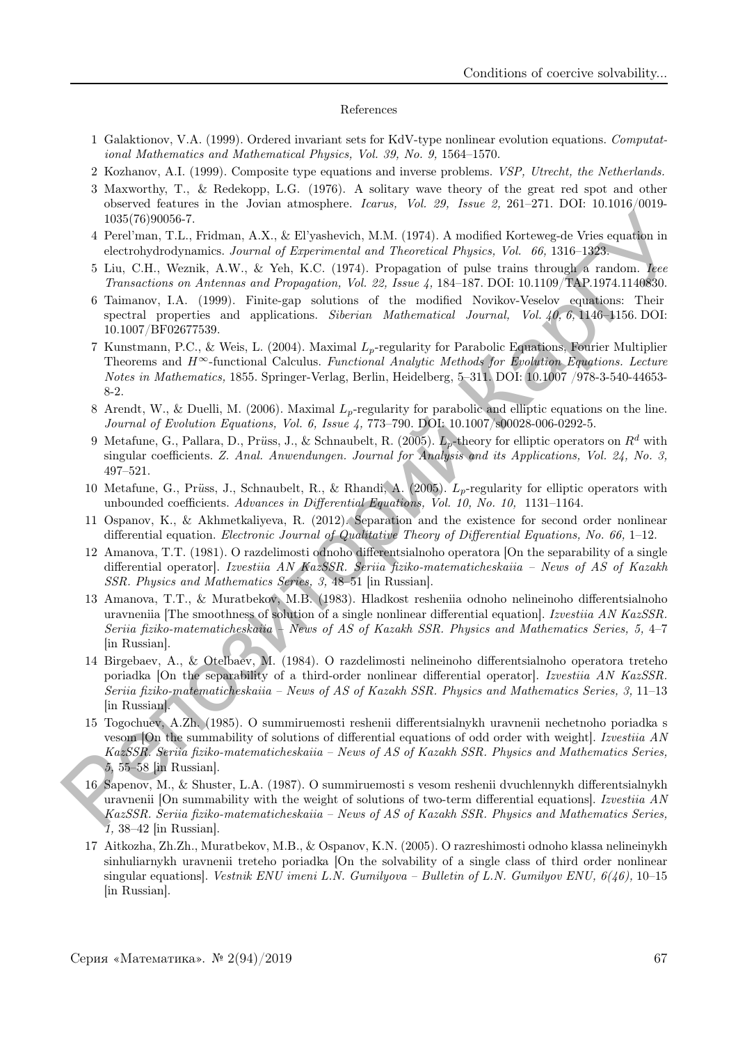References

1. Galaktionov, V.A. (1999). Ordered invariant sets for KdV-type nonlinear evolution equations. *Computational Mathematics and Mathematical Physics, Vol. 39, No. 9,* 1564–1570.
2. Kozhanov, A.I. (1999). Composite type equations and inverse problems. *VSP, Utrecht, the Netherlands.*
3. Maxworthy, T., & Redekopp, L.G. (1976). A solitary wave theory of the great red spot and other observed features in the Jovian atmosphere. *Icarus, Vol. 29, Issue 2,* 261–271. DOI: 10.1016/0019-1035(76)90056-7.
4. Perel'man, T.L., Fridman, A.X., & El'yashevich, M.M. (1974). A modified Korteweg-de Vries equation in electrohydrodynamics. *Journal of Experimental and Theoretical Physics, Vol. 66,* 1316–1323.
5. Liu, C.H., Weznik, A.W., & Yeh, K.C. (1974). Propagation of pulse trains through a random. *Ieee Transactions on Antennas and Propagation, Vol. 22, Issue 4,* 184–187. DOI: 10.1109/TAP.1974.1140830.
6. Taimanov, I.A. (1999). Finite-gap solutions of the modified Novikov-Veselov equations: Their spectral properties and applications. *Siberian Mathematical Journal, Vol. 40, 6,* 1146–1156. DOI: 10.1007/BF02677539.
7. Kunstmann, P.C., & Weis, L. (2004). Maximal $L_p$-regularity for Parabolic Equations, Fourier Multiplier Theorems and $H^\infty$-functional Calculus. *Functional Analytic Methods for Evolution Equations. Lecture Notes in Mathematics,* 1855. Springer-Verlag, Berlin, Heidelberg, 5–311. DOI: 10.1007 /978-3-540-44653-8-2.
8. Arendt, W., & Duelli, M. (2006). Maximal $L_p$-regularity for parabolic and elliptic equations on the line. *Journal of Evolution Equations, Vol. 6, Issue 4,* 773–790. DOI: 10.1007/s00028-006-0292-5.
9. Metafune, G., Pallara, D., Prüss, J., & Schnaubelt, R. (2005). $L_p$-theory for elliptic operators on $R^d$ with singular coefficients. *Z. Anal. Anwendungen. Journal for Analysis and its Applications, Vol. 24, No. 3,* 497–521.
10. Metafune, G., Prüss, J., Schnaubelt, R., & Rhandi, A. (2005). $L_p$-regularity for elliptic operators with unbounded coefficients. *Advances in Differential Equations, Vol. 10, No. 10,* 1131–1164.
11. Ospanov, K., & Akhmetkaliyeva, R. (2012). Separation and the existence for second order nonlinear differential equation. *Electronic Journal of Qualitative Theory of Differential Equations, No. 66,* 1–12.
12. Amanova, T.T. (1981). O razdelimosti odnoho differentsialnoho operatora [On the separability of a single differential operator]. *Izvestiia AN KazSSR. Seriia fiziko-matematicheskaiia – News of AS of Kazakh SSR. Physics and Mathematics Series, 3,* 48–51 [in Russian].
13. Amanova, T.T., & Muratbekov, M.B. (1983). Hladkost resheniia odnoho nelineinoho differentsialnoho uravneniia [The smoothness of solution of a single nonlinear differential equation]. *Izvestiia AN KazSSR. Seriia fiziko-matematicheskaiia – News of AS of Kazakh SSR. Physics and Mathematics Series, 5,* 4–7 [in Russian].
14. Birgebaev, A., & Otelbaev, M. (1984). O razdelimosti nelineinoho differentsialnoho operatora treteho poriadka [On the separability of a third-order nonlinear differential operator]. *Izvestiia AN KazSSR. Seriia fiziko-matematicheskaiia – News of AS of Kazakh SSR. Physics and Mathematics Series, 3,* 11–13 [in Russian].
15. Togochuev, A.Zh. (1985). O summiruemosti reshenii differentsialnykh uravnenii nechetnoho poriadka s vesom [On the summability of solutions of differential equations of odd order with weight]. *Izvestiia AN KazSSR. Seriia fiziko-matematicheskaiia – News of AS of Kazakh SSR. Physics and Mathematics Series, 5,* 55–58 [in Russian].
16. Sapenov, M., & Shuster, L.A. (1987). O summiruemosti s vesom reshenii dvuchlennykh differentsialnykh uravnenii [On summability with the weight of solutions of two-term differential equations]. *Izvestiia AN KazSSR. Seriia fiziko-matematicheskaiia – News of AS of Kazakh SSR. Physics and Mathematics Series, 1,* 38–42 [in Russian].
17. Aitkozha, Zh.Zh., Muratbekov, M.B., & Ospanov, K.N. (2005). O razreshimosti odnoho klassa nelineinykh sinhuliarnykh uravnenii treteho poriadka [On the solvability of a single class of third order nonlinear singular equations]. *Vestnik ENU imeni L.N. Gumilyova – Bulletin of L.N. Gumilyov ENU, 6(46),* 10–15 [in Russian].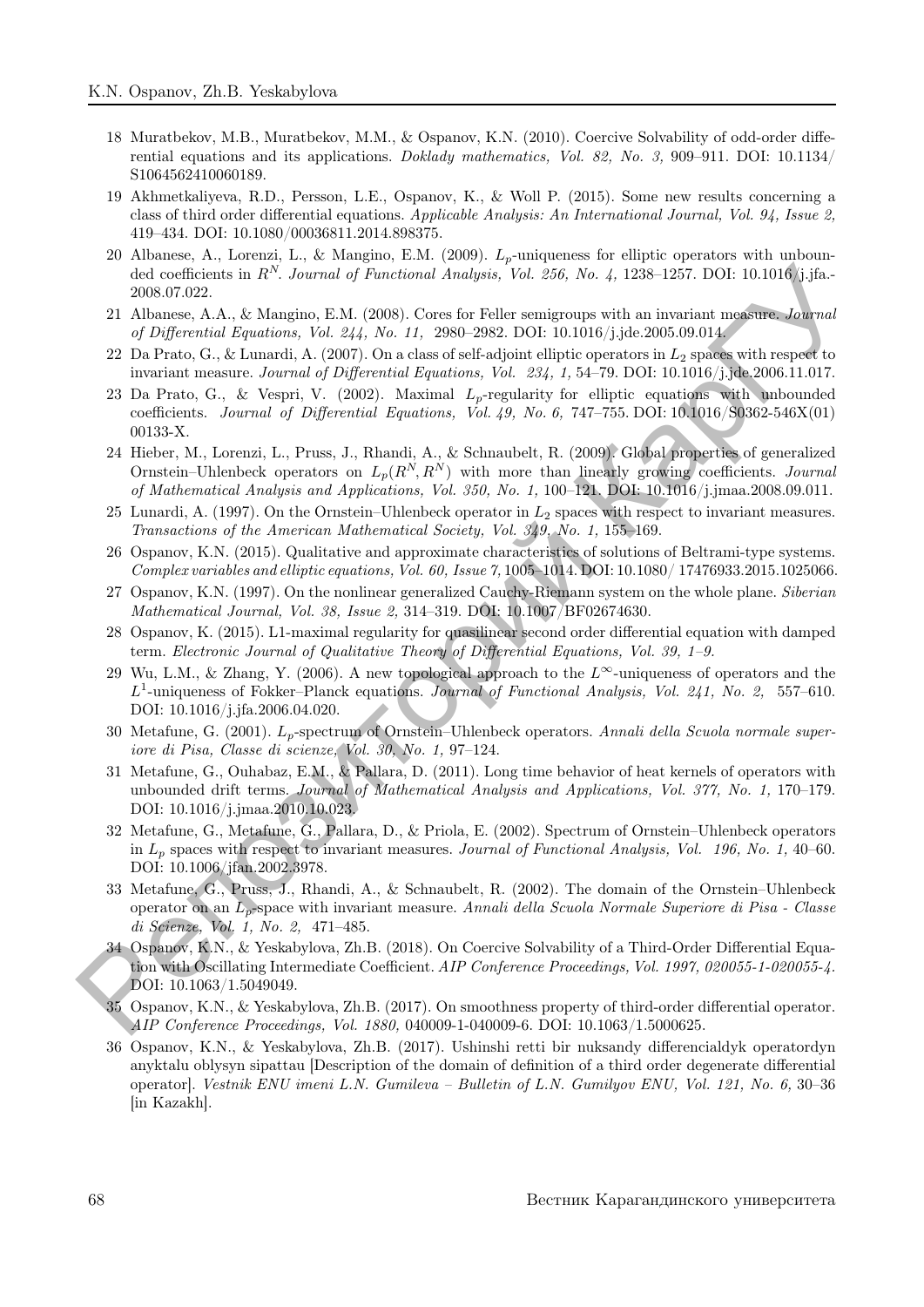18 Muratbekov, M.B., Muratbekov, M.M., & Ospanov, K.N. (2010). Coercive Solvability of odd-order differential equations and its applications. *Doklady mathematics, Vol. 82, No. 3,* 909–911. DOI: 10.1134/ S1064562410060189.

19 Akhmetkaliyeva, R.D., Persson, L.E., Ospanov, K., & Woll P. (2015). Some new results concerning a class of third order differential equations. *Applicable Analysis: An International Journal, Vol. 94, Issue 2,* 419–434. DOI: 10.1080/00036811.2014.898375.

20 Albanese, A., Lorenzi, L., & Mangino, E.M. (2009). $L_p$-uniqueness for elliptic operators with unbounded coefficients in $R^N$. *Journal of Functional Analysis, Vol. 256, No. 4,* 1238–1257. DOI: 10.1016/j.jfa.2008.07.022.

21 Albanese, A.A., & Mangino, E.M. (2008). Cores for Feller semigroups with an invariant measure. *Journal of Differential Equations, Vol. 244, No. 11,* 2980–2982. DOI: 10.1016/j.jde.2005.09.014.

22 Da Prato, G., & Lunardi, A. (2007). On a class of self-adjoint elliptic operators in $L_2$ spaces with respect to invariant measure. *Journal of Differential Equations, Vol. 234, 1,* 54–79. DOI: 10.1016/j.jde.2006.11.017.

23 Da Prato, G., & Vespri, V. (2002). Maximal $L_p$-regularity for elliptic equations with unbounded coefficients. *Journal of Differential Equations, Vol. 49, No. 6,* 747–755. DOI: 10.1016/S0362-546X(01) 00133-X.

24 Hieber, M., Lorenzi, L., Pruss, J., Rhandi, A., & Schnaubelt, R. (2009). Global properties of generalized Ornstein–Uhlenbeck operators on $L_p(R^N, R^N)$ with more than linearly growing coefficients. *Journal of Mathematical Analysis and Applications, Vol. 350, No. 1,* 100–121. DOI: 10.1016/j.jmaa.2008.09.011.

25 Lunardi, A. (1997). On the Ornstein–Uhlenbeck operator in $L_2$ spaces with respect to invariant measures. *Transactions of the American Mathematical Society, Vol. 349, No. 1,* 155–169.

26 Ospanov, K.N. (2015). Qualitative and approximate characteristics of solutions of Beltrami-type systems. *Complex variables and elliptic equations, Vol. 60, Issue 7,* 1005–1014. DOI: 10.1080/ 17476933.2015.1025066.

27 Ospanov, K.N. (1997). On the nonlinear generalized Cauchy-Riemann system on the whole plane. *Siberian Mathematical Journal, Vol. 38, Issue 2,* 314–319. DOI: 10.1007/BF02674630.

28 Ospanov, K. (2015). L1-maximal regularity for quasilinear second order differential equation with damped term. *Electronic Journal of Qualitative Theory of Differential Equations, Vol. 39, 1–9.*

29 Wu, L.M., & Zhang, Y. (2006). A new topological approach to the $L^\infty$-uniqueness of operators and the $L^1$-uniqueness of Fokker–Planck equations. *Journal of Functional Analysis, Vol. 241, No. 2,* 557–610. DOI: 10.1016/j.jfa.2006.04.020.

30 Metafune, G. (2001). $L_p$-spectrum of Ornstein–Uhlenbeck operators. *Annali della Scuola normale superiore di Pisa, Classe di scienze, Vol. 30, No. 1,* 97–124.

31 Metafune, G., Ouhabaz, E.M., & Pallara, D. (2011). Long time behavior of heat kernels of operators with unbounded drift terms. *Journal of Mathematical Analysis and Applications, Vol. 377, No. 1,* 170–179. DOI: 10.1016/j.jmaa.2010.10.023.

32 Metafune, G., Metafune, G., Pallara, D., & Priola, E. (2002). Spectrum of Ornstein–Uhlenbeck operators in $L_p$ spaces with respect to invariant measures. *Journal of Functional Analysis, Vol. 196, No. 1,* 40–60. DOI: 10.1006/jfan.2002.3978.

33 Metafune, G., Pruss, J., Rhandi, A., & Schnaubelt, R. (2002). The domain of the Ornstein–Uhlenbeck operator on an $L_p$-space with invariant measure. *Annali della Scuola Normale Superiore di Pisa - Classe di Scienze, Vol. 1, No. 2,* 471–485.

34 Ospanov, K.N., & Yeskabylova, Zh.B. (2018). On Coercive Solvability of a Third-Order Differential Equation with Oscillating Intermediate Coefficient. *AIP Conference Proceedings, Vol. 1997, 020055-1-020055-4.* DOI: 10.1063/1.5049049.

35 Ospanov, K.N., & Yeskabylova, Zh.B. (2017). On smoothness property of third-order differential operator. *AIP Conference Proceedings, Vol. 1880,* 040009-1-040009-6. DOI: 10.1063/1.5000625.

36 Ospanov, K.N., & Yeskabylova, Zh.B. (2017). Ushinshi retti bir nuksandy differencialdyk operatordyn anyktalu oblysyn sipattau [Description of the domain of definition of a third order degenerate differential operator]. *Vestnik ENU imeni L.N. Gumileva – Bulletin of L.N. Gumilyov ENU, Vol. 121, No. 6,* 30–36 [in Kazakh].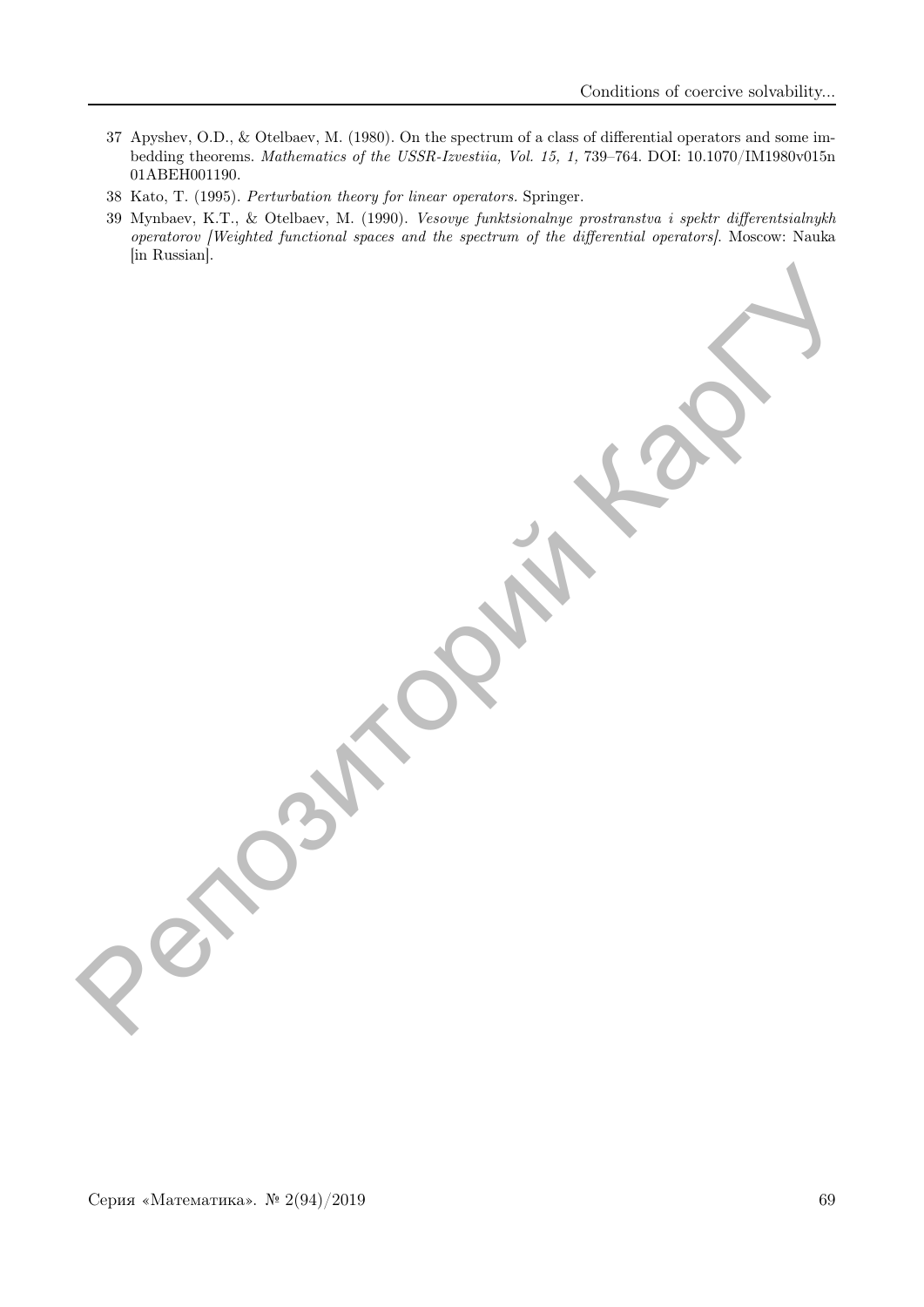37 Apyshev, O.D., & Otelbaev, M. (1980). On the spectrum of a class of differential operators and some imbedding theorems. *Mathematics of the USSR-Izvestiia, Vol. 15, 1,* 739–764. DOI: 10.1070/IM1980v015n01ABEH001190.

38 Kato, T. (1995). *Perturbation theory for linear operators.* Springer.

39 Mynbaev, K.T., & Otelbaev, M. (1990). *Vesovye funktsionalnye prostranstva i spektr differentsialnykh operatorov [Weighted functional spaces and the spectrum of the differential operators].* Moscow: Nauka [in Russian].